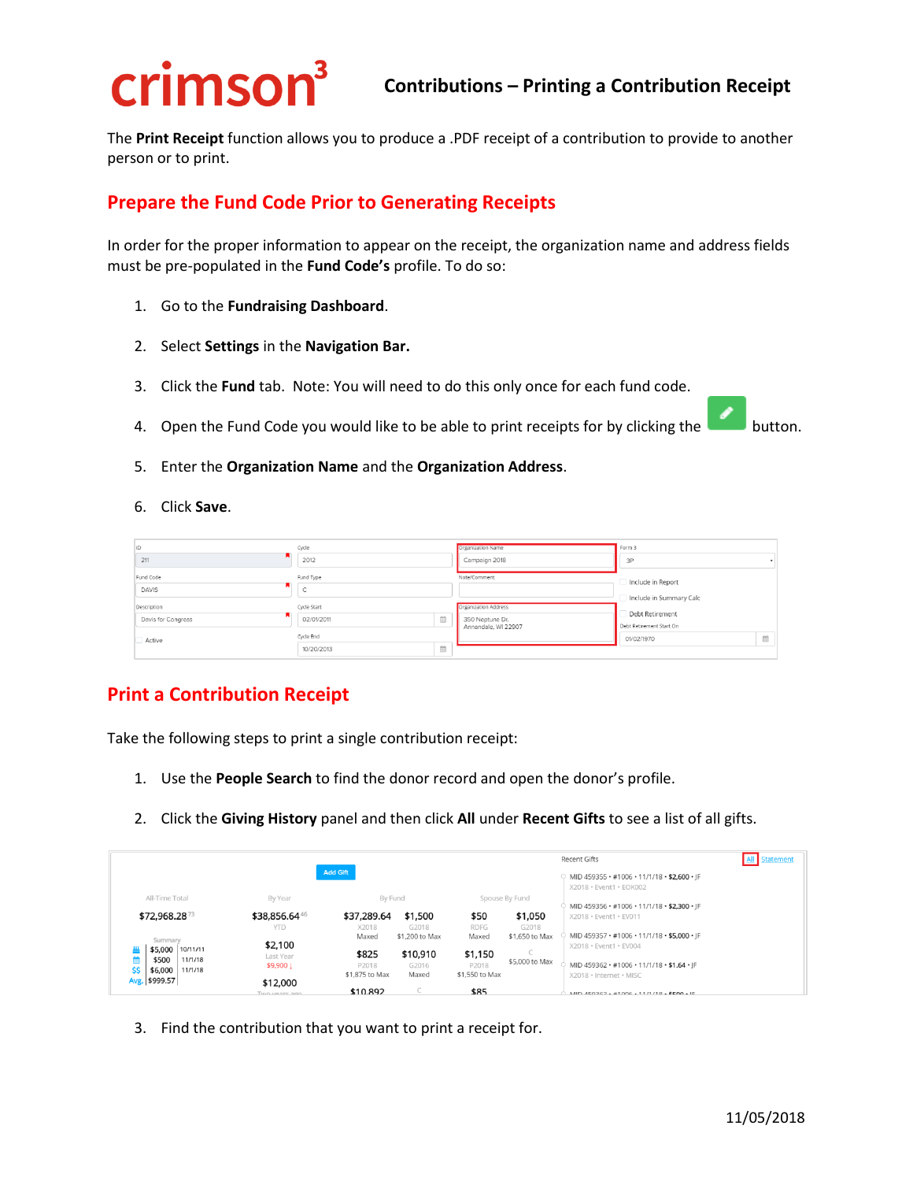# crimson[3] Contributions – Printing a Contribution Receipt

The **Print Receipt** function allows you to produce a .PDF receipt of a contribution to provide to another person or to print.

## Prepare the Fund Code Prior to Generating Receipts

In order for the proper information to appear on the receipt, the organization name and address fields must be pre-populated in the **Fund Code's** profile. To do so:

1. Go to the **Fundraising Dashboard**.
2. Select **Settings** in the **Navigation Bar.**
3. Click the **Fund** tab. Note: You will need to do this only once for each fund code.
4. Open the Fund Code you would like to be able to print receipts for by clicking the button.
5. Enter the **Organization Name** and the **Organization Address**.
6. Click **Save**.

## Print a Contribution Receipt

Take the following steps to print a single contribution receipt:

1. Use the **People Search** to find the donor record and open the donor's profile.
2. Click the **Giving History** panel and then click **All** under **Recent Gifts** to see a list of all gifts.
3. Find the contribution that you want to print a receipt for.

11/05/2018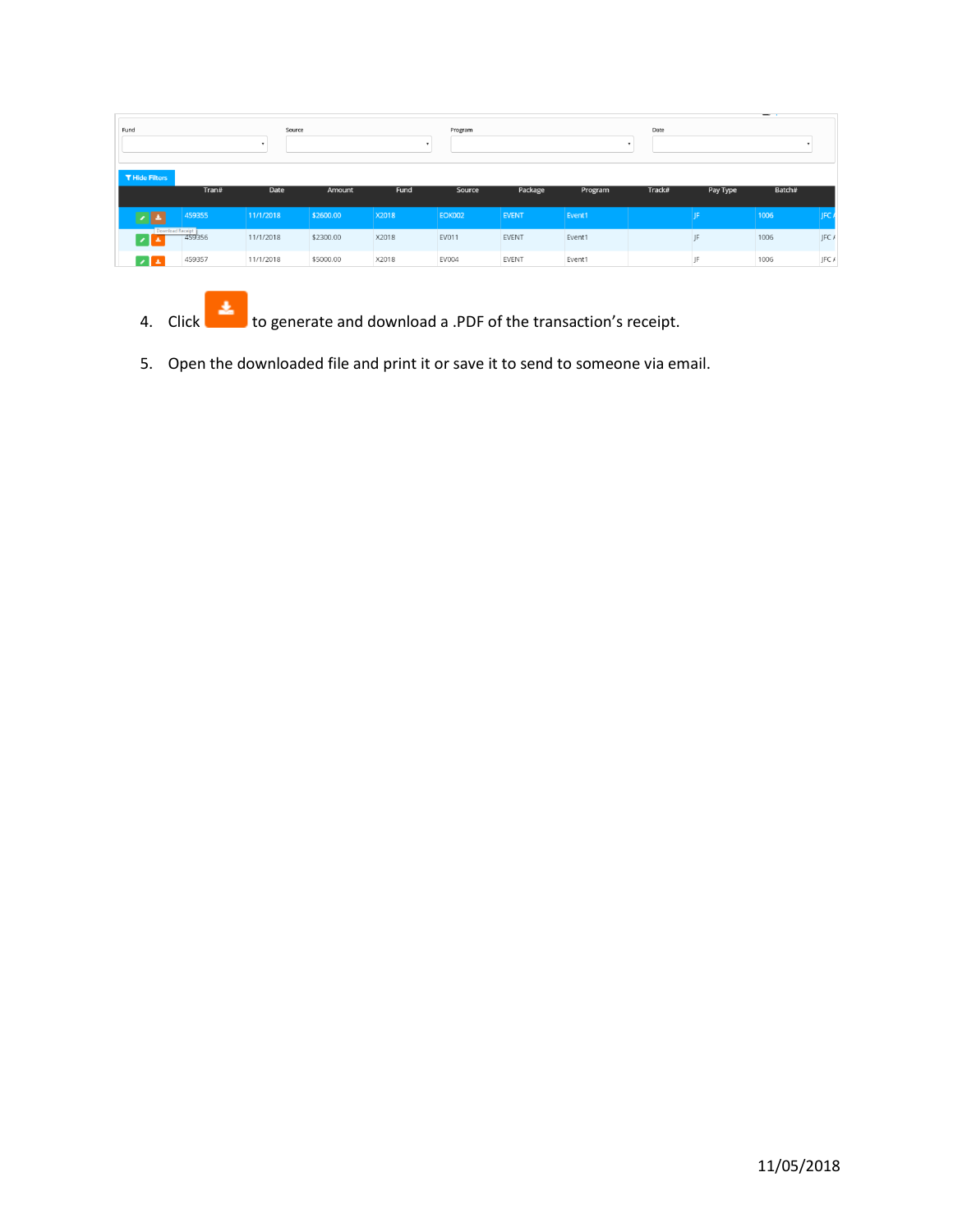| Fund | Source | Program | Date |
| --- | --- | --- | --- |
| | | | |

| | Tran# | Date | Amount | Fund | Source | Package | Program | Track# | Pay Type | Batch# | |
| --- | --- | --- | --- | --- | --- | --- | --- | --- | --- | --- | --- |
| | 459355 | 11/1/2018 | $2600.00 | X2018 | EOK002 | EVENT | Event1 | | JF | 1006 | JFC / |
| | 459356 | 11/1/2018 | $2300.00 | X2018 | EV011 | EVENT | Event1 | | JF | 1006 | JFC / |
| | 459357 | 11/1/2018 | $5000.00 | X2018 | EV004 | EVENT | Event1 | | JF | 1006 | JFC / |

4. Click [download] to generate and download a .PDF of the transaction's receipt.

5. Open the downloaded file and print it or save it to send to someone via email.

11/05/2018